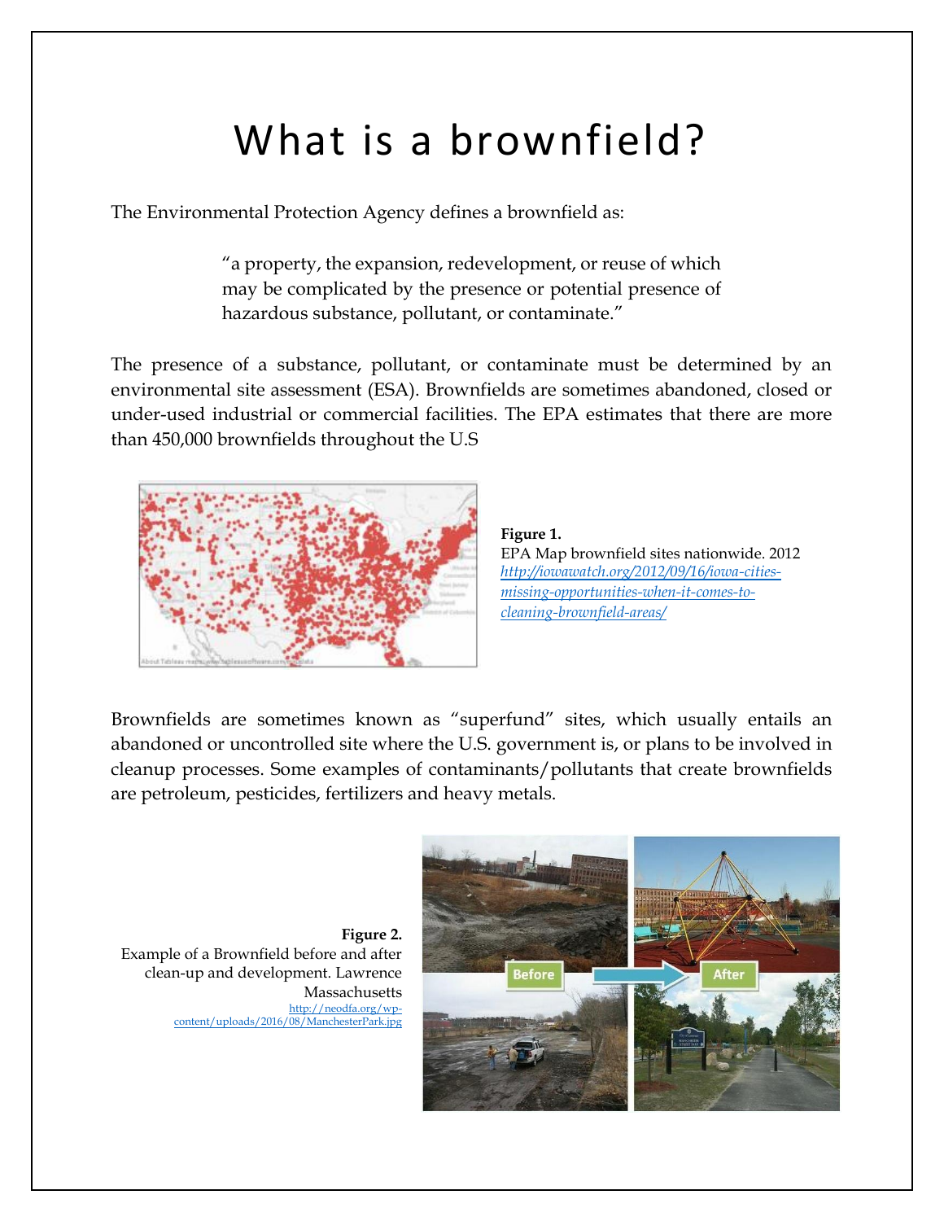# What is a brownfield?

The Environmental Protection Agency defines a brownfield as:

> "a property, the expansion, redevelopment, or reuse of which may be complicated by the presence or potential presence of hazardous substance, pollutant, or contaminate."

The presence of a substance, pollutant, or contaminate must be determined by an environmental site assessment (ESA). Brownfields are sometimes abandoned, closed or under-used industrial or commercial facilities. The EPA estimates that there are more than 450,000 brownfields throughout the U.S

**Figure 1.**
EPA Map brownfield sites nationwide. 2012
*http://iowawatch.org/2012/09/16/iowa-cities-missing-opportunities-when-it-comes-to-cleaning-brownfield-areas/*

Brownfields are sometimes known as "superfund" sites, which usually entails an abandoned or uncontrolled site where the U.S. government is, or plans to be involved in cleanup processes. Some examples of contaminants/pollutants that create brownfields are petroleum, pesticides, fertilizers and heavy metals.

**Figure 2.**
Example of a Brownfield before and after clean-up and development. Lawrence Massachusetts
http://neodfa.org/wp-content/uploads/2016/08/ManchesterPark.jpg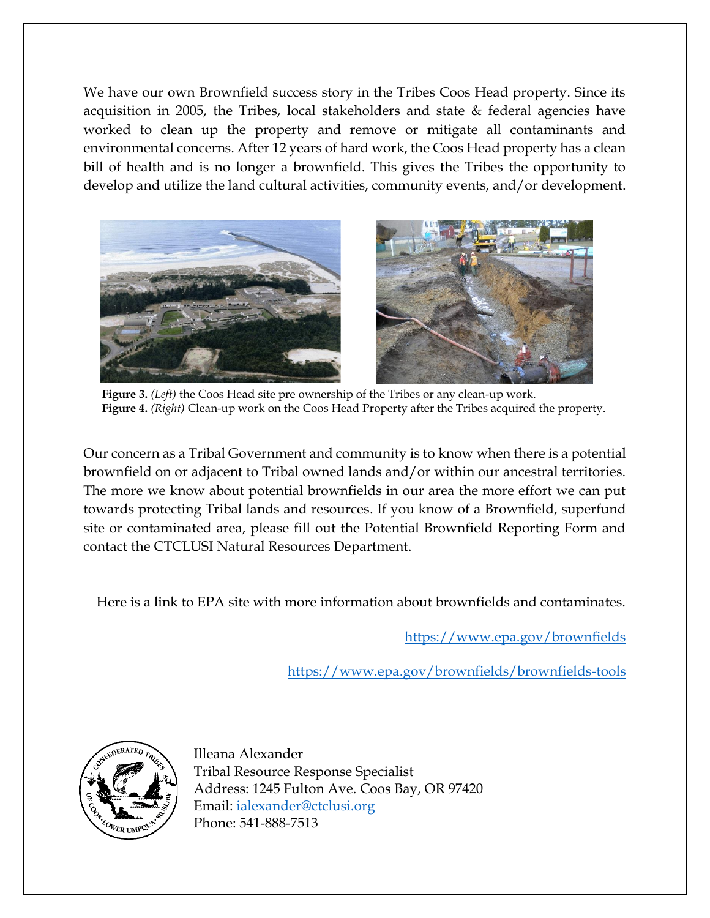We have our own Brownfield success story in the Tribes Coos Head property. Since its acquisition in 2005, the Tribes, local stakeholders and state & federal agencies have worked to clean up the property and remove or mitigate all contaminants and environmental concerns. After 12 years of hard work, the Coos Head property has a clean bill of health and is no longer a brownfield. This gives the Tribes the opportunity to develop and utilize the land cultural activities, community events, and/or development.

**Figure 3.** *(Left)* the Coos Head site pre ownership of the Tribes or any clean-up work.
**Figure 4.** *(Right)* Clean-up work on the Coos Head Property after the Tribes acquired the property.

Our concern as a Tribal Government and community is to know when there is a potential brownfield on or adjacent to Tribal owned lands and/or within our ancestral territories. The more we know about potential brownfields in our area the more effort we can put towards protecting Tribal lands and resources. If you know of a Brownfield, superfund site or contaminated area, please fill out the Potential Brownfield Reporting Form and contact the CTCLUSI Natural Resources Department.

Here is a link to EPA site with more information about brownfields and contaminates.

https://www.epa.gov/brownfields

https://www.epa.gov/brownfields/brownfields-tools

Illeana Alexander
Tribal Resource Response Specialist
Address: 1245 Fulton Ave. Coos Bay, OR 97420
Email: ialexander@ctclusi.org
Phone: 541-888-7513